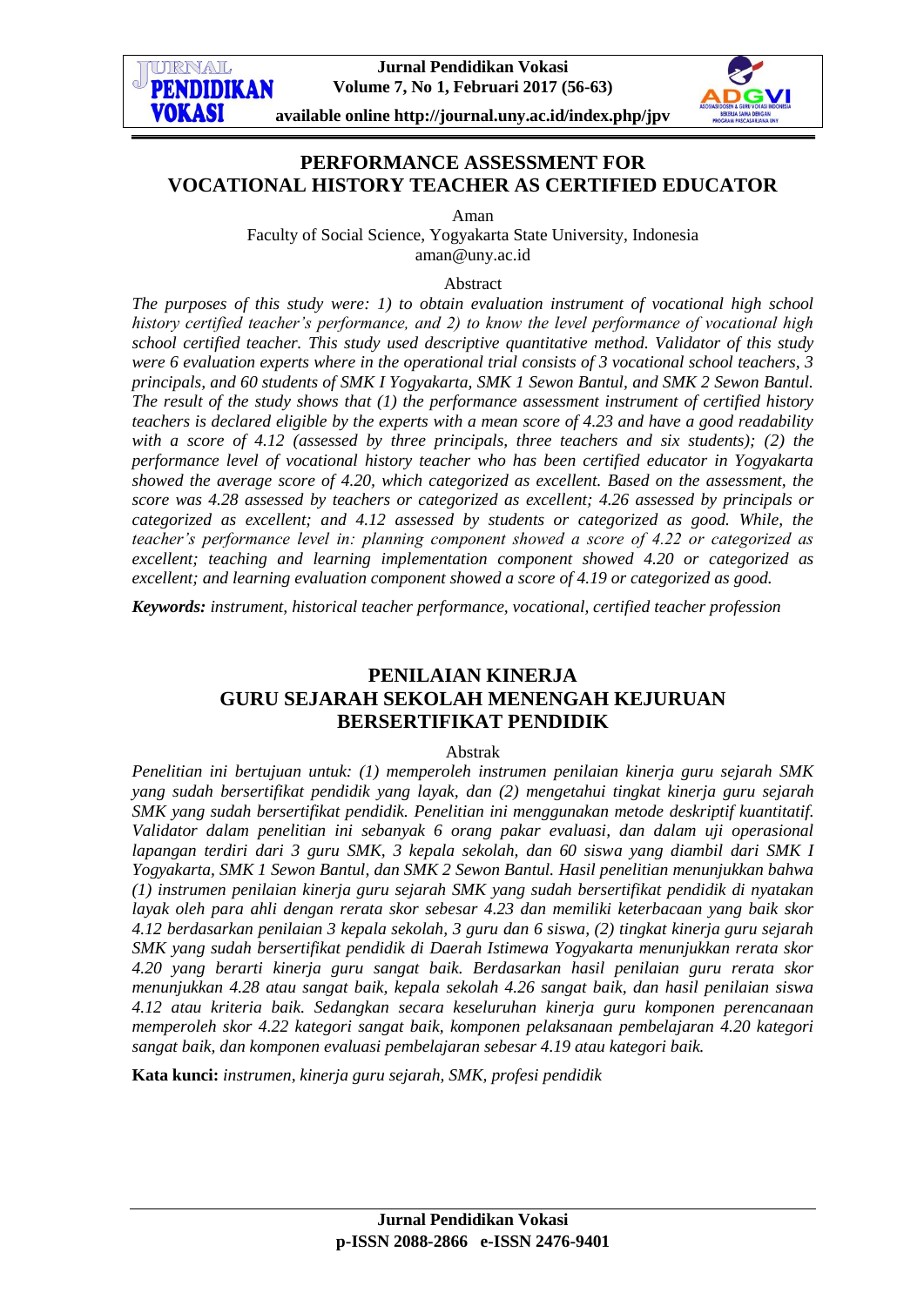# PERFORMANCE ASSESSMENT FOR VOCATIONAL HISTORY TEACHER AS CERTIFIED EDUCATOR

Aman

Faculty of Social Science, Yogyakarta State University, Indonesia

aman@uny.ac.id

### Abstract

*The purposes of this study were: 1) to obtain evaluation instrument of vocational high school history certified teacher's performance, and 2) to know the level performance of vocational high school certified teacher. This study used descriptive quantitative method. Validator of this study were 6 evaluation experts where in the operational trial consists of 3 vocational school teachers, 3 principals, and 60 students of SMK I Yogyakarta, SMK 1 Sewon Bantul, and SMK 2 Sewon Bantul. The result of the study shows that (1) the performance assessment instrument of certified history teachers is declared eligible by the experts with a mean score of 4.23 and have a good readability with a score of 4.12 (assessed by three principals, three teachers and six students); (2) the performance level of vocational history teacher who has been certified educator in Yogyakarta showed the average score of 4.20, which categorized as excellent. Based on the assessment, the score was 4.28 assessed by teachers or categorized as excellent; 4.26 assessed by principals or categorized as excellent; and 4.12 assessed by students or categorized as good. While, the teacher's performance level in: planning component showed a score of 4.22 or categorized as excellent; teaching and learning implementation component showed 4.20 or categorized as excellent; and learning evaluation component showed a score of 4.19 or categorized as good.*

***Keywords:*** *instrument, historical teacher performance, vocational, certified teacher profession*

# PENILAIAN KINERJA GURU SEJARAH SEKOLAH MENENGAH KEJURUAN BERSERTIFIKAT PENDIDIK

### Abstrak

*Penelitian ini bertujuan untuk: (1) memperoleh instrumen penilaian kinerja guru sejarah SMK yang sudah bersertifikat pendidik yang layak, dan (2) mengetahui tingkat kinerja guru sejarah SMK yang sudah bersertifikat pendidik. Penelitian ini menggunakan metode deskriptif kuantitatif. Validator dalam penelitian ini sebanyak 6 orang pakar evaluasi, dan dalam uji operasional lapangan terdiri dari 3 guru SMK, 3 kepala sekolah, dan 60 siswa yang diambil dari SMK I Yogyakarta, SMK 1 Sewon Bantul, dan SMK 2 Sewon Bantul. Hasil penelitian menunjukkan bahwa (1) instrumen penilaian kinerja guru sejarah SMK yang sudah bersertifikat pendidik di nyatakan layak oleh para ahli dengan rerata skor sebesar 4.23 dan memiliki keterbacaan yang baik skor 4.12 berdasarkan penilaian 3 kepala sekolah, 3 guru dan 6 siswa, (2) tingkat kinerja guru sejarah SMK yang sudah bersertifikat pendidik di Daerah Istimewa Yogyakarta menunjukkan rerata skor 4.20 yang berarti kinerja guru sangat baik. Berdasarkan hasil penilaian guru rerata skor menunjukkan 4.28 atau sangat baik, kepala sekolah 4.26 sangat baik, dan hasil penilaian siswa 4.12 atau kriteria baik. Sedangkan secara keseluruhan kinerja guru komponen perencanaan memperoleh skor 4.22 kategori sangat baik, komponen pelaksanaan pembelajaran 4.20 kategori sangat baik, dan komponen evaluasi pembelajaran sebesar 4.19 atau kategori baik.*

**Kata kunci:** *instrumen, kinerja guru sejarah, SMK, profesi pendidik*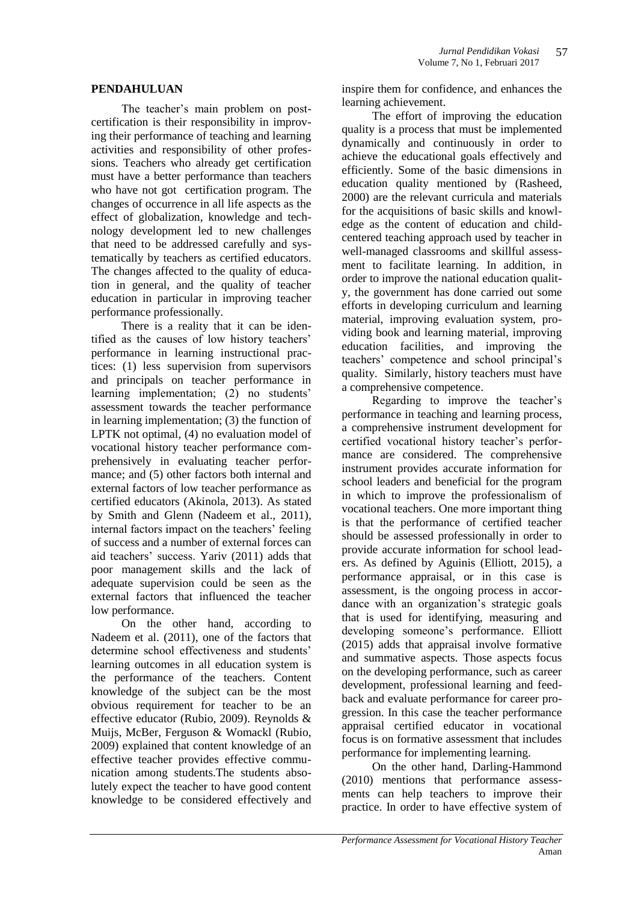## PENDAHULUAN

The teacher's main problem on post-certification is their responsibility in improving their performance of teaching and learning activities and responsibility of other professions. Teachers who already get certification must have a better performance than teachers who have not got certification program. The changes of occurrence in all life aspects as the effect of globalization, knowledge and technology development led to new challenges that need to be addressed carefully and systematically by teachers as certified educators. The changes affected to the quality of education in general, and the quality of teacher education in particular in improving teacher performance professionally.

There is a reality that it can be identified as the causes of low history teachers' performance in learning instructional practices: (1) less supervision from supervisors and principals on teacher performance in learning implementation; (2) no students' assessment towards the teacher performance in learning implementation; (3) the function of LPTK not optimal, (4) no evaluation model of vocational history teacher performance comprehensively in evaluating teacher performance; and (5) other factors both internal and external factors of low teacher performance as certified educators (Akinola, 2013). As stated by Smith and Glenn (Nadeem et al., 2011), internal factors impact on the teachers' feeling of success and a number of external forces can aid teachers' success. Yariv (2011) adds that poor management skills and the lack of adequate supervision could be seen as the external factors that influenced the teacher low performance.

On the other hand, according to Nadeem et al. (2011), one of the factors that determine school effectiveness and students' learning outcomes in all education system is the performance of the teachers. Content knowledge of the subject can be the most obvious requirement for teacher to be an effective educator (Rubio, 2009). Reynolds & Muijs, McBer, Ferguson & Womackl (Rubio, 2009) explained that content knowledge of an effective teacher provides effective communication among students.The students absolutely expect the teacher to have good content knowledge to be considered effectively and inspire them for confidence, and enhances the learning achievement.

The effort of improving the education quality is a process that must be implemented dynamically and continuously in order to achieve the educational goals effectively and efficiently. Some of the basic dimensions in education quality mentioned by (Rasheed, 2000) are the relevant curricula and materials for the acquisitions of basic skills and knowledge as the content of education and child-centered teaching approach used by teacher in well-managed classrooms and skillful assessment to facilitate learning. In addition, in order to improve the national education quality, the government has done carried out some efforts in developing curriculum and learning material, improving evaluation system, providing book and learning material, improving education facilities, and improving the teachers' competence and school principal's quality. Similarly, history teachers must have a comprehensive competence.

Regarding to improve the teacher's performance in teaching and learning process, a comprehensive instrument development for certified vocational history teacher's performance are considered. The comprehensive instrument provides accurate information for school leaders and beneficial for the program in which to improve the professionalism of vocational teachers. One more important thing is that the performance of certified teacher should be assessed professionally in order to provide accurate information for school leaders. As defined by Aguinis (Elliott, 2015), a performance appraisal, or in this case is assessment, is the ongoing process in accordance with an organization's strategic goals that is used for identifying, measuring and developing someone's performance. Elliott (2015) adds that appraisal involve formative and summative aspects. Those aspects focus on the developing performance, such as career development, professional learning and feedback and evaluate performance for career progression. In this case the teacher performance appraisal certified educator in vocational focus is on formative assessment that includes performance for implementing learning.

On the other hand, Darling-Hammond (2010) mentions that performance assessments can help teachers to improve their practice. In order to have effective system of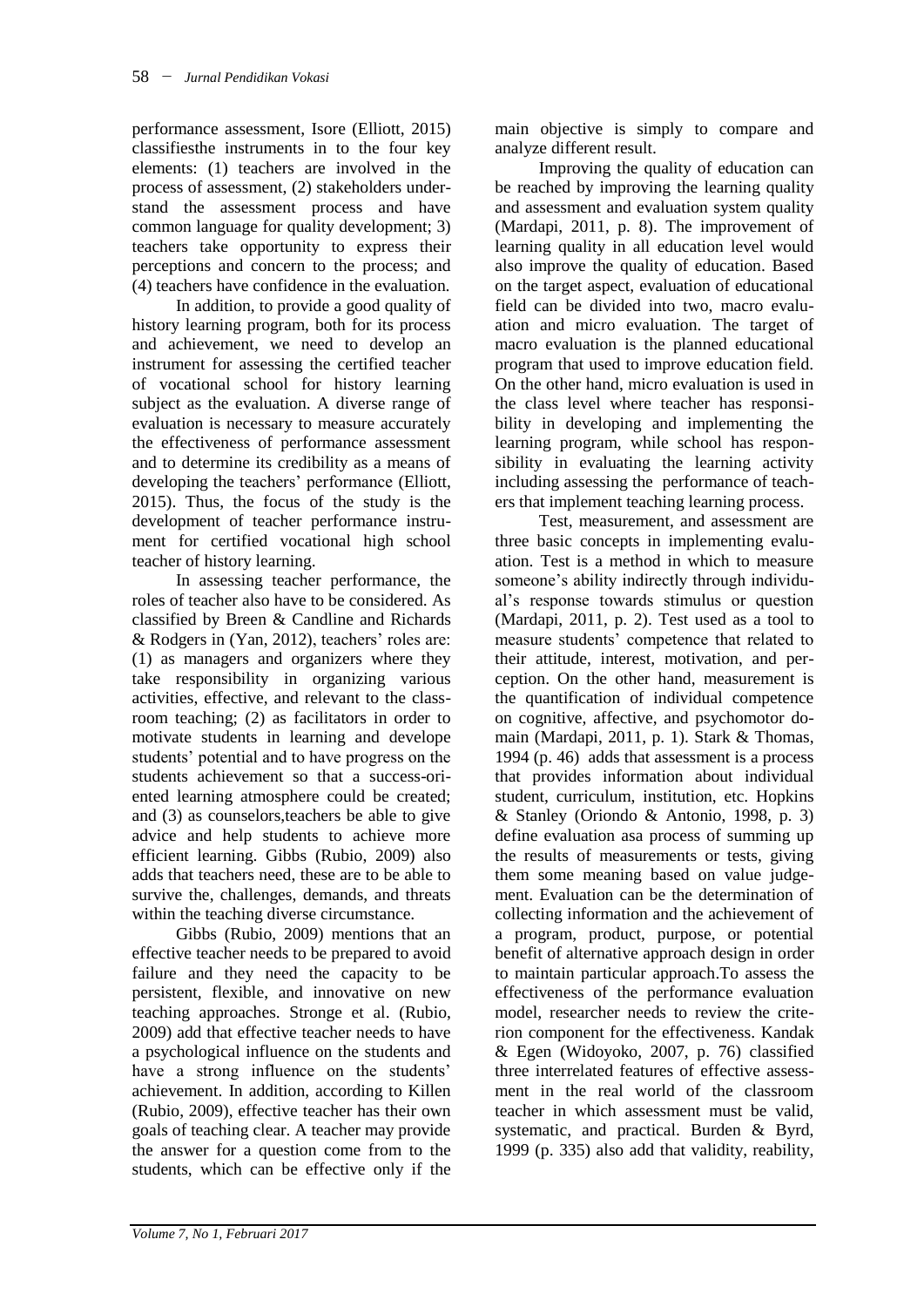performance assessment, Isore (Elliott, 2015) classifiesthe instruments in to the four key elements: (1) teachers are involved in the process of assessment, (2) stakeholders understand the assessment process and have common language for quality development; 3) teachers take opportunity to express their perceptions and concern to the process; and (4) teachers have confidence in the evaluation.

In addition, to provide a good quality of history learning program, both for its process and achievement, we need to develop an instrument for assessing the certified teacher of vocational school for history learning subject as the evaluation. A diverse range of evaluation is necessary to measure accurately the effectiveness of performance assessment and to determine its credibility as a means of developing the teachers' performance (Elliott, 2015). Thus, the focus of the study is the development of teacher performance instrument for certified vocational high school teacher of history learning.

In assessing teacher performance, the roles of teacher also have to be considered. As classified by Breen & Candline and Richards & Rodgers in (Yan, 2012), teachers' roles are: (1) as managers and organizers where they take responsibility in organizing various activities, effective, and relevant to the classroom teaching; (2) as facilitators in order to motivate students in learning and develope students' potential and to have progress on the students achievement so that a success-oriented learning atmosphere could be created; and (3) as counselors,teachers be able to give advice and help students to achieve more efficient learning. Gibbs (Rubio, 2009) also adds that teachers need, these are to be able to survive the, challenges, demands, and threats within the teaching diverse circumstance.

Gibbs (Rubio, 2009) mentions that an effective teacher needs to be prepared to avoid failure and they need the capacity to be persistent, flexible, and innovative on new teaching approaches. Stronge et al. (Rubio, 2009) add that effective teacher needs to have a psychological influence on the students and have a strong influence on the students' achievement. In addition, according to Killen (Rubio, 2009), effective teacher has their own goals of teaching clear. A teacher may provide the answer for a question come from to the students, which can be effective only if the main objective is simply to compare and analyze different result.

Improving the quality of education can be reached by improving the learning quality and assessment and evaluation system quality (Mardapi, 2011, p. 8). The improvement of learning quality in all education level would also improve the quality of education. Based on the target aspect, evaluation of educational field can be divided into two, macro evaluation and micro evaluation. The target of macro evaluation is the planned educational program that used to improve education field. On the other hand, micro evaluation is used in the class level where teacher has responsibility in developing and implementing the learning program, while school has responsibility in evaluating the learning activity including assessing the performance of teachers that implement teaching learning process.

Test, measurement, and assessment are three basic concepts in implementing evaluation. Test is a method in which to measure someone's ability indirectly through individual's response towards stimulus or question (Mardapi, 2011, p. 2). Test used as a tool to measure students' competence that related to their attitude, interest, motivation, and perception. On the other hand, measurement is the quantification of individual competence on cognitive, affective, and psychomotor domain (Mardapi, 2011, p. 1). Stark & Thomas, 1994 (p. 46) adds that assessment is a process that provides information about individual student, curriculum, institution, etc. Hopkins & Stanley (Oriondo & Antonio, 1998, p. 3) define evaluation asa process of summing up the results of measurements or tests, giving them some meaning based on value judgement. Evaluation can be the determination of collecting information and the achievement of a program, product, purpose, or potential benefit of alternative approach design in order to maintain particular approach.To assess the effectiveness of the performance evaluation model, researcher needs to review the criterion component for the effectiveness. Kandak & Egen (Widoyoko, 2007, p. 76) classified three interrelated features of effective assessment in the real world of the classroom teacher in which assessment must be valid, systematic, and practical. Burden & Byrd, 1999 (p. 335) also add that validity, reability,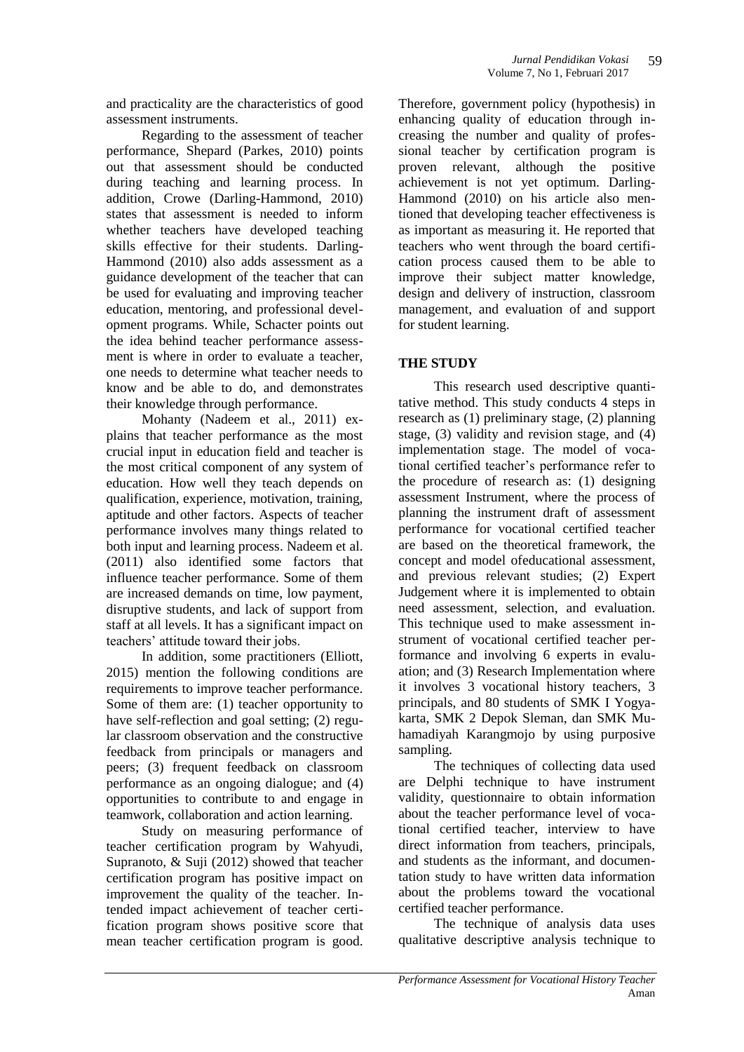and practicality are the characteristics of good assessment instruments.

Regarding to the assessment of teacher performance, Shepard (Parkes, 2010) points out that assessment should be conducted during teaching and learning process. In addition, Crowe (Darling-Hammond, 2010) states that assessment is needed to inform whether teachers have developed teaching skills effective for their students. Darling-Hammond (2010) also adds assessment as a guidance development of the teacher that can be used for evaluating and improving teacher education, mentoring, and professional development programs. While, Schacter points out the idea behind teacher performance assessment is where in order to evaluate a teacher, one needs to determine what teacher needs to know and be able to do, and demonstrates their knowledge through performance.

Mohanty (Nadeem et al., 2011) explains that teacher performance as the most crucial input in education field and teacher is the most critical component of any system of education. How well they teach depends on qualification, experience, motivation, training, aptitude and other factors. Aspects of teacher performance involves many things related to both input and learning process. Nadeem et al. (2011) also identified some factors that influence teacher performance. Some of them are increased demands on time, low payment, disruptive students, and lack of support from staff at all levels. It has a significant impact on teachers' attitude toward their jobs.

In addition, some practitioners (Elliott, 2015) mention the following conditions are requirements to improve teacher performance. Some of them are: (1) teacher opportunity to have self-reflection and goal setting; (2) regular classroom observation and the constructive feedback from principals or managers and peers; (3) frequent feedback on classroom performance as an ongoing dialogue; and (4) opportunities to contribute to and engage in teamwork, collaboration and action learning.

Study on measuring performance of teacher certification program by Wahyudi, Supranoto, & Suji (2012) showed that teacher certification program has positive impact on improvement the quality of the teacher. Intended impact achievement of teacher certification program shows positive score that mean teacher certification program is good. Therefore, government policy (hypothesis) in enhancing quality of education through increasing the number and quality of professional teacher by certification program is proven relevant, although the positive achievement is not yet optimum. Darling-Hammond (2010) on his article also mentioned that developing teacher effectiveness is as important as measuring it. He reported that teachers who went through the board certification process caused them to be able to improve their subject matter knowledge, design and delivery of instruction, classroom management, and evaluation of and support for student learning.

## THE STUDY

This research used descriptive quantitative method. This study conducts 4 steps in research as (1) preliminary stage, (2) planning stage, (3) validity and revision stage, and (4) implementation stage. The model of vocational certified teacher's performance refer to the procedure of research as: (1) designing assessment Instrument, where the process of planning the instrument draft of assessment performance for vocational certified teacher are based on the theoretical framework, the concept and model ofeducational assessment, and previous relevant studies; (2) Expert Judgement where it is implemented to obtain need assessment, selection, and evaluation. This technique used to make assessment instrument of vocational certified teacher performance and involving 6 experts in evaluation; and (3) Research Implementation where it involves 3 vocational history teachers, 3 principals, and 80 students of SMK I Yogyakarta, SMK 2 Depok Sleman, dan SMK Muhamadiyah Karangmojo by using purposive sampling.

The techniques of collecting data used are Delphi technique to have instrument validity, questionnaire to obtain information about the teacher performance level of vocational certified teacher, interview to have direct information from teachers, principals, and students as the informant, and documentation study to have written data information about the problems toward the vocational certified teacher performance.

The technique of analysis data uses qualitative descriptive analysis technique to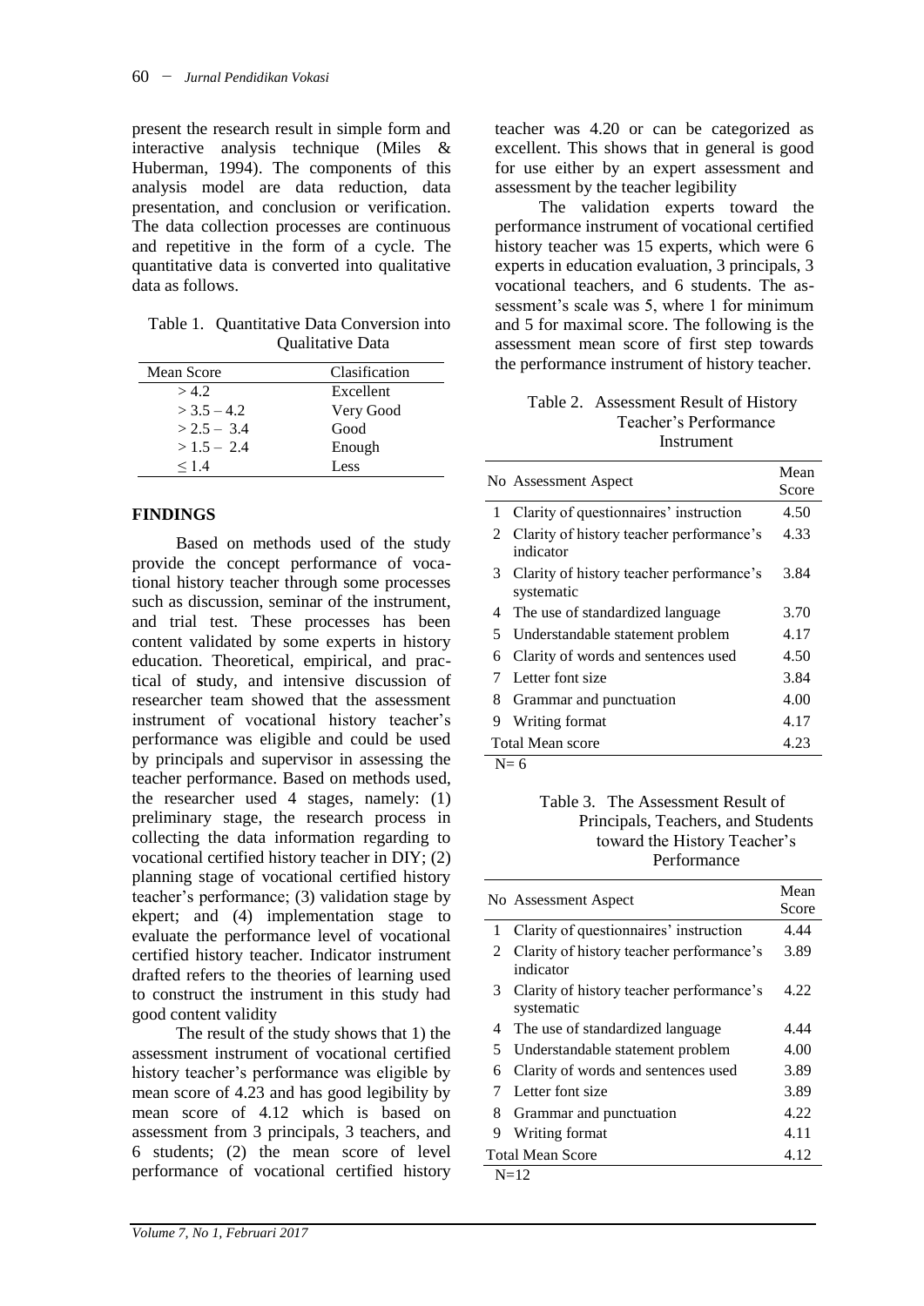present the research result in simple form and interactive analysis technique (Miles & Huberman, 1994). The components of this analysis model are data reduction, data presentation, and conclusion or verification. The data collection processes are continuous and repetitive in the form of a cycle. The quantitative data is converted into qualitative data as follows.

Table 1. Quantitative Data Conversion into Qualitative Data

| Mean Score | Clasification |
|---|---|
| > 4.2 | Excellent |
| > 3.5 – 4.2 | Very Good |
| > 2.5 – 3.4 | Good |
| > 1.5 – 2.4 | Enough |
| ≤ 1.4 | Less |

## FINDINGS

Based on methods used of the study provide the concept performance of vocational history teacher through some processes such as discussion, seminar of the instrument, and trial test. These processes has been content validated by some experts in history education. Theoretical, empirical, and practical of study, and intensive discussion of researcher team showed that the assessment instrument of vocational history teacher's performance was eligible and could be used by principals and supervisor in assessing the teacher performance. Based on methods used, the researcher used 4 stages, namely: (1) preliminary stage, the research process in collecting the data information regarding to vocational certified history teacher in DIY; (2) planning stage of vocational certified history teacher's performance; (3) validation stage by ekpert; and (4) implementation stage to evaluate the performance level of vocational certified history teacher. Indicator instrument drafted refers to the theories of learning used to construct the instrument in this study had good content validity

The result of the study shows that 1) the assessment instrument of vocational certified history teacher's performance was eligible by mean score of 4.23 and has good legibility by mean score of 4.12 which is based on assessment from 3 principals, 3 teachers, and 6 students; (2) the mean score of level performance of vocational certified history teacher was 4.20 or can be categorized as excellent. This shows that in general is good for use either by an expert assessment and assessment by the teacher legibility

The validation experts toward the performance instrument of vocational certified history teacher was 15 experts, which were 6 experts in education evaluation, 3 principals, 3 vocational teachers, and 6 students. The assessment's scale was 5, where 1 for minimum and 5 for maximal score. The following is the assessment mean score of first step towards the performance instrument of history teacher.

Table 2. Assessment Result of History Teacher's Performance Instrument

| No | Assessment Aspect | Mean Score |
|---|---|---|
| 1 | Clarity of questionnaires' instruction | 4.50 |
| 2 | Clarity of history teacher performance's indicator | 4.33 |
| 3 | Clarity of history teacher performance's systematic | 3.84 |
| 4 | The use of standardized language | 3.70 |
| 5 | Understandable statement problem | 4.17 |
| 6 | Clarity of words and sentences used | 4.50 |
| 7 | Letter font size | 3.84 |
| 8 | Grammar and punctuation | 4.00 |
| 9 | Writing format | 4.17 |
| Total Mean score | | 4.23 |

N= 6

Table 3. The Assessment Result of Principals, Teachers, and Students toward the History Teacher's Performance

| No | Assessment Aspect | Mean Score |
|---|---|---|
| 1 | Clarity of questionnaires' instruction | 4.44 |
| 2 | Clarity of history teacher performance's indicator | 3.89 |
| 3 | Clarity of history teacher performance's systematic | 4.22 |
| 4 | The use of standardized language | 4.44 |
| 5 | Understandable statement problem | 4.00 |
| 6 | Clarity of words and sentences used | 3.89 |
| 7 | Letter font size | 3.89 |
| 8 | Grammar and punctuation | 4.22 |
| 9 | Writing format | 4.11 |
| Total Mean Score | | 4.12 |

N=12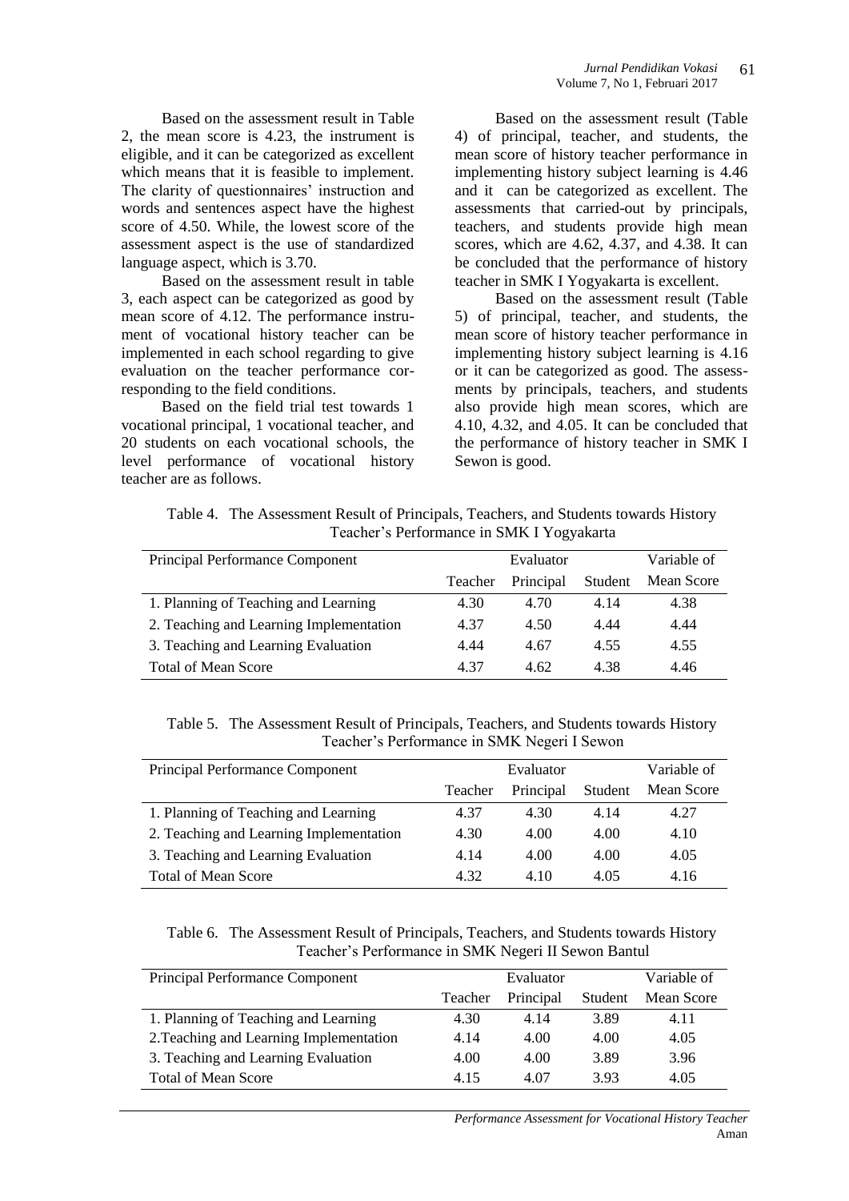Based on the assessment result in Table 2, the mean score is 4.23, the instrument is eligible, and it can be categorized as excellent which means that it is feasible to implement. The clarity of questionnaires' instruction and words and sentences aspect have the highest score of 4.50. While, the lowest score of the assessment aspect is the use of standardized language aspect, which is 3.70.

Based on the assessment result in table 3, each aspect can be categorized as good by mean score of 4.12. The performance instrument of vocational history teacher can be implemented in each school regarding to give evaluation on the teacher performance corresponding to the field conditions.

Based on the field trial test towards 1 vocational principal, 1 vocational teacher, and 20 students on each vocational schools, the level performance of vocational history teacher are as follows.

Based on the assessment result (Table 4) of principal, teacher, and students, the mean score of history teacher performance in implementing history subject learning is 4.46 and it can be categorized as excellent. The assessments that carried-out by principals, teachers, and students provide high mean scores, which are 4.62, 4.37, and 4.38. It can be concluded that the performance of history teacher in SMK I Yogyakarta is excellent.

Based on the assessment result (Table 5) of principal, teacher, and students, the mean score of history teacher performance in implementing history subject learning is 4.16 or it can be categorized as good. The assessments by principals, teachers, and students also provide high mean scores, which are 4.10, 4.32, and 4.05. It can be concluded that the performance of history teacher in SMK I Sewon is good.

Table 4. The Assessment Result of Principals, Teachers, and Students towards History Teacher's Performance in SMK I Yogyakarta

| Principal Performance Component | Evaluator | | | Variable of |
|---|---|---|---|---|
| | Teacher | Principal | Student | Mean Score |
| 1. Planning of Teaching and Learning | 4.30 | 4.70 | 4.14 | 4.38 |
| 2. Teaching and Learning Implementation | 4.37 | 4.50 | 4.44 | 4.44 |
| 3. Teaching and Learning Evaluation | 4.44 | 4.67 | 4.55 | 4.55 |
| Total of Mean Score | 4.37 | 4.62 | 4.38 | 4.46 |

Table 5. The Assessment Result of Principals, Teachers, and Students towards History Teacher's Performance in SMK Negeri I Sewon

| Principal Performance Component | Evaluator | | | Variable of |
|---|---|---|---|---|
| | Teacher | Principal | Student | Mean Score |
| 1. Planning of Teaching and Learning | 4.37 | 4.30 | 4.14 | 4.27 |
| 2. Teaching and Learning Implementation | 4.30 | 4.00 | 4.00 | 4.10 |
| 3. Teaching and Learning Evaluation | 4.14 | 4.00 | 4.00 | 4.05 |
| Total of Mean Score | 4.32 | 4.10 | 4.05 | 4.16 |

Table 6. The Assessment Result of Principals, Teachers, and Students towards History Teacher's Performance in SMK Negeri II Sewon Bantul

| Principal Performance Component | Evaluator | | | Variable of |
|---|---|---|---|---|
| | Teacher | Principal | Student | Mean Score |
| 1. Planning of Teaching and Learning | 4.30 | 4.14 | 3.89 | 4.11 |
| 2.Teaching and Learning Implementation | 4.14 | 4.00 | 4.00 | 4.05 |
| 3. Teaching and Learning Evaluation | 4.00 | 4.00 | 3.89 | 3.96 |
| Total of Mean Score | 4.15 | 4.07 | 3.93 | 4.05 |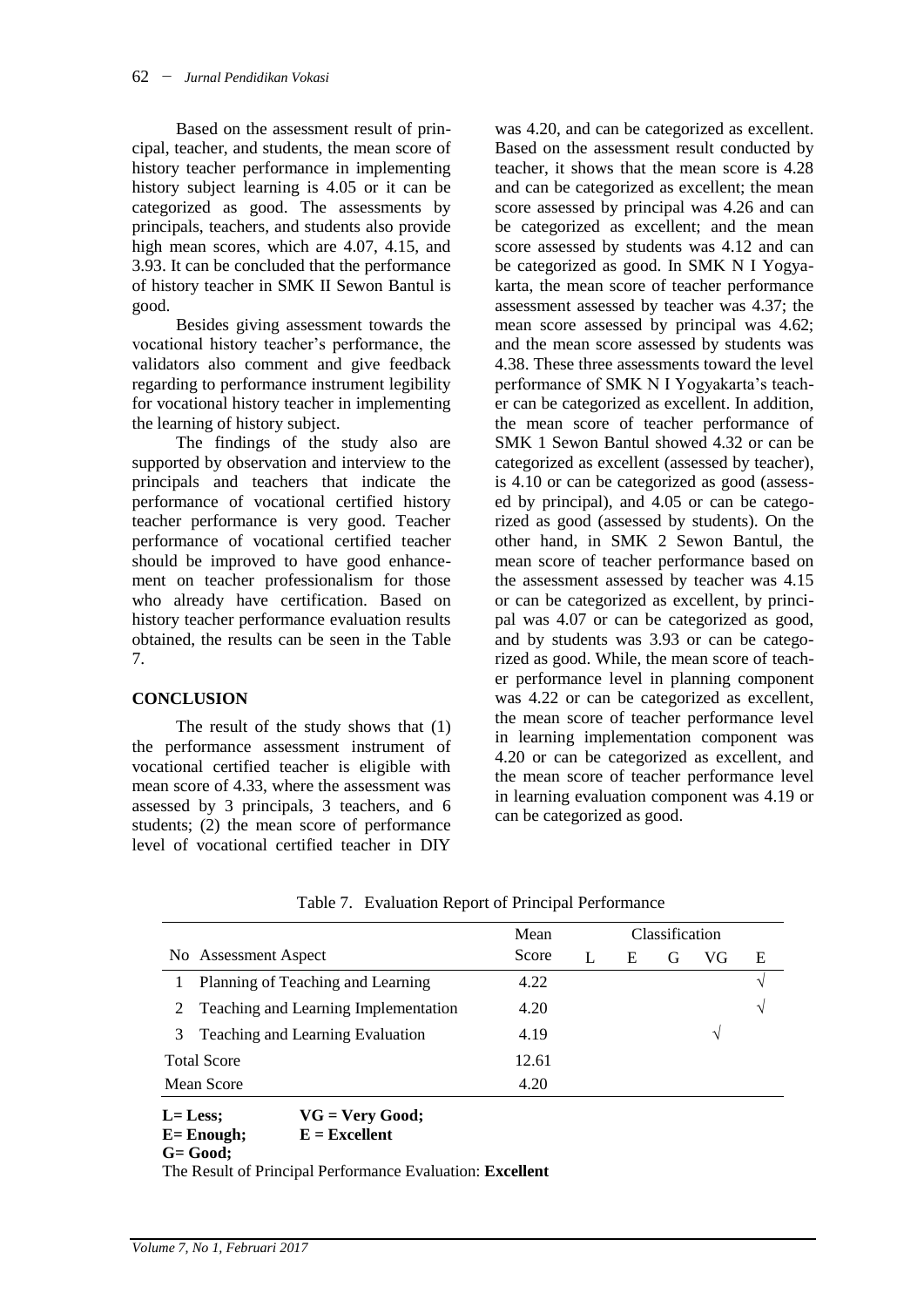Based on the assessment result of principal, teacher, and students, the mean score of history teacher performance in implementing history subject learning is 4.05 or it can be categorized as good. The assessments by principals, teachers, and students also provide high mean scores, which are 4.07, 4.15, and 3.93. It can be concluded that the performance of history teacher in SMK II Sewon Bantul is good.

Besides giving assessment towards the vocational history teacher's performance, the validators also comment and give feedback regarding to performance instrument legibility for vocational history teacher in implementing the learning of history subject.

The findings of the study also are supported by observation and interview to the principals and teachers that indicate the performance of vocational certified history teacher performance is very good. Teacher performance of vocational certified teacher should be improved to have good enhancement on teacher professionalism for those who already have certification. Based on history teacher performance evaluation results obtained, the results can be seen in the Table 7.

## CONCLUSION

The result of the study shows that (1) the performance assessment instrument of vocational certified teacher is eligible with mean score of 4.33, where the assessment was assessed by 3 principals, 3 teachers, and 6 students; (2) the mean score of performance level of vocational certified teacher in DIY was 4.20, and can be categorized as excellent. Based on the assessment result conducted by teacher, it shows that the mean score is 4.28 and can be categorized as excellent; the mean score assessed by principal was 4.26 and can be categorized as excellent; and the mean score assessed by students was 4.12 and can be categorized as good. In SMK N I Yogyakarta, the mean score of teacher performance assessment assessed by teacher was 4.37; the mean score assessed by principal was 4.62; and the mean score assessed by students was 4.38. These three assessments toward the level performance of SMK N I Yogyakarta's teacher can be categorized as excellent. In addition, the mean score of teacher performance of SMK 1 Sewon Bantul showed 4.32 or can be categorized as excellent (assessed by teacher), is 4.10 or can be categorized as good (assessed by principal), and 4.05 or can be categorized as good (assessed by students). On the other hand, in SMK 2 Sewon Bantul, the mean score of teacher performance based on the assessment assessed by teacher was 4.15 or can be categorized as excellent, by principal was 4.07 or can be categorized as good, and by students was 3.93 or can be categorized as good. While, the mean score of teacher performance level in planning component was 4.22 or can be categorized as excellent, the mean score of teacher performance level in learning implementation component was 4.20 or can be categorized as excellent, and the mean score of teacher performance level in learning evaluation component was 4.19 or can be categorized as good.

Table 7. Evaluation Report of Principal Performance

| No | Assessment Aspect | Mean Score | Classification | | | | |
|---|---|---|---|---|---|---|---|
| | | | L | E | G | VG | E |
| 1 | Planning of Teaching and Learning | 4.22 | | | | | √ |
| 2 | Teaching and Learning Implementation | 4.20 | | | | | √ |
| 3 | Teaching and Learning Evaluation | 4.19 | | | | √ | |
| Total Score | | 12.61 | | | | | |
| Mean Score | | 4.20 | | | | | |

**L= Less;** **VG = Very Good;**
**E= Enough;** **E = Excellent**
**G= Good;**

The Result of Principal Performance Evaluation: **Excellent**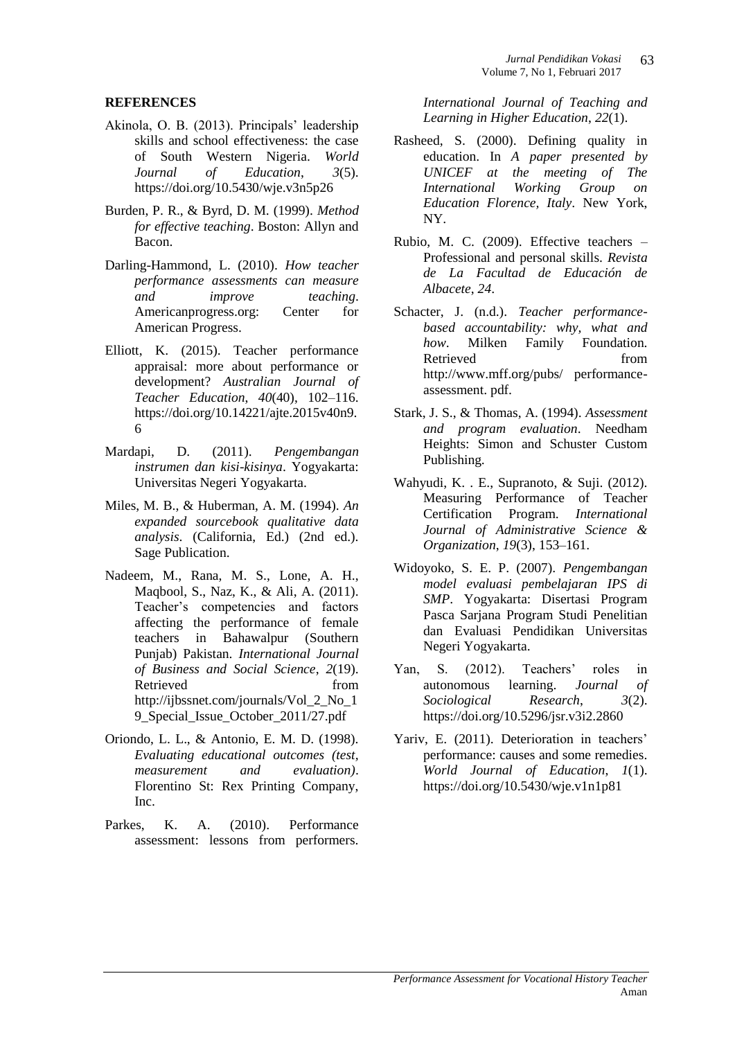## REFERENCES

Akinola, O. B. (2013). Principals' leadership skills and school effectiveness: the case of South Western Nigeria. *World Journal of Education*, *3*(5). https://doi.org/10.5430/wje.v3n5p26

Burden, P. R., & Byrd, D. M. (1999). *Method for effective teaching*. Boston: Allyn and Bacon.

Darling-Hammond, L. (2010). *How teacher performance assessments can measure and improve teaching*. Americanprogress.org: Center for American Progress.

Elliott, K. (2015). Teacher performance appraisal: more about performance or development? *Australian Journal of Teacher Education*, *40*(40), 102–116. https://doi.org/10.14221/ajte.2015v40n9.6

Mardapi, D. (2011). *Pengembangan instrumen dan kisi-kisinya*. Yogyakarta: Universitas Negeri Yogyakarta.

Miles, M. B., & Huberman, A. M. (1994). *An expanded sourcebook qualitative data analysis*. (California, Ed.) (2nd ed.). Sage Publication.

Nadeem, M., Rana, M. S., Lone, A. H., Maqbool, S., Naz, K., & Ali, A. (2011). Teacher's competencies and factors affecting the performance of female teachers in Bahawalpur (Southern Punjab) Pakistan. *International Journal of Business and Social Science*, *2*(19). Retrieved from http://ijbssnet.com/journals/Vol_2_No_19_Special_Issue_October_2011/27.pdf

Oriondo, L. L., & Antonio, E. M. D. (1998). *Evaluating educational outcomes (test, measurement and evaluation)*. Florentino St: Rex Printing Company, Inc.

Parkes, K. A. (2010). Performance assessment: lessons from performers. *International Journal of Teaching and Learning in Higher Education*, *22*(1).

Rasheed, S. (2000). Defining quality in education. In *A paper presented by UNICEF at the meeting of The International Working Group on Education Florence, Italy*. New York, NY.

Rubio, M. C. (2009). Effective teachers – Professional and personal skills. *Revista de La Facultad de Educación de Albacete*, *24*.

Schacter, J. (n.d.). *Teacher performance-based accountability: why, what and how*. Milken Family Foundation. Retrieved from http://www.mff.org/pubs/ performance-assessment. pdf.

Stark, J. S., & Thomas, A. (1994). *Assessment and program evaluation*. Needham Heights: Simon and Schuster Custom Publishing.

Wahyudi, K. . E., Supranoto, & Suji. (2012). Measuring Performance of Teacher Certification Program. *International Journal of Administrative Science & Organization*, *19*(3), 153–161.

Widoyoko, S. E. P. (2007). *Pengembangan model evaluasi pembelajaran IPS di SMP*. Yogyakarta: Disertasi Program Pasca Sarjana Program Studi Penelitian dan Evaluasi Pendidikan Universitas Negeri Yogyakarta.

Yan, S. (2012). Teachers' roles in autonomous learning. *Journal of Sociological Research*, *3*(2). https://doi.org/10.5296/jsr.v3i2.2860

Yariv, E. (2011). Deterioration in teachers' performance: causes and some remedies. *World Journal of Education*, *1*(1). https://doi.org/10.5430/wje.v1n1p81